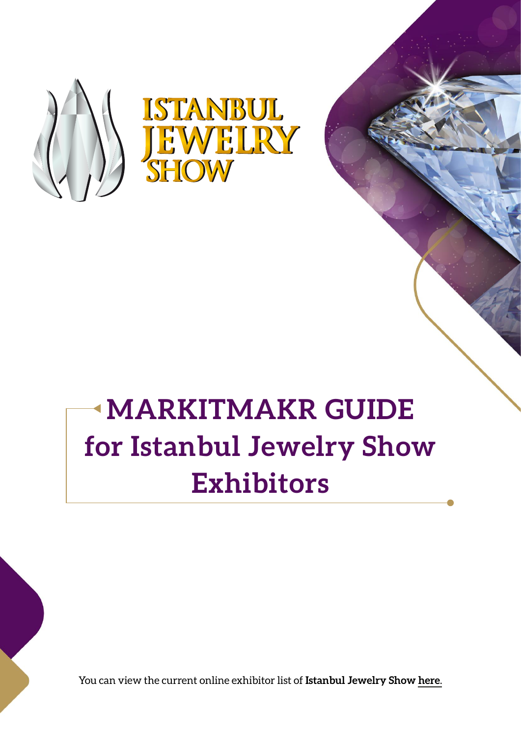ISTANBUL JEWELRY SHOW

# MARKITMAKR GUIDE for Istanbul Jewelry Show Exhibitors

You can view the current online exhibitor list of **Istanbul Jewelry Show here**.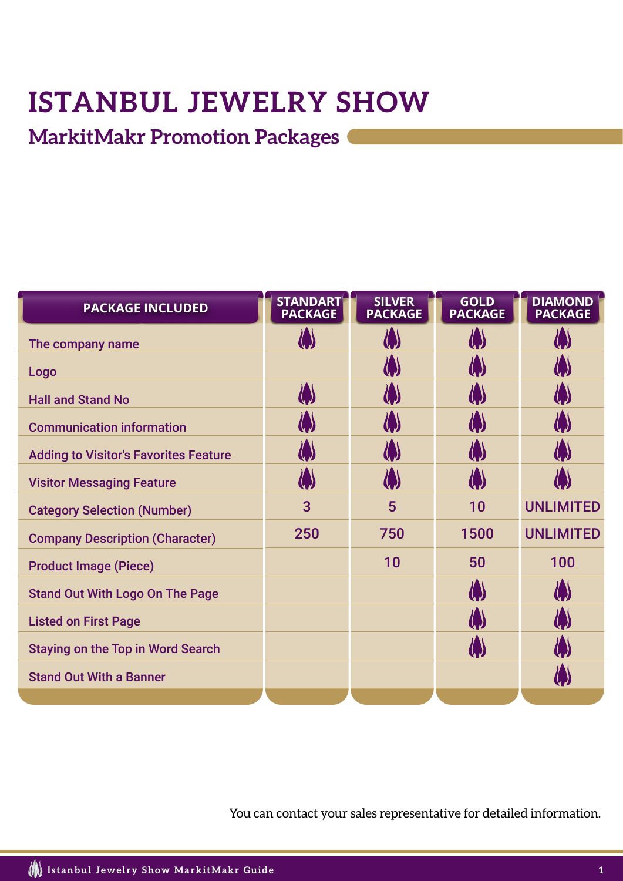# ISTANBUL JEWELRY SHOW

## MarkitMakr Promotion Packages

| PACKAGE INCLUDED | STANDART PACKAGE | SILVER PACKAGE | GOLD PACKAGE | DIAMOND PACKAGE |
|---|---|---|---|---|
| The company name | ✓ | ✓ | ✓ | ✓ |
| Logo | | ✓ | ✓ | ✓ |
| Hall and Stand No | ✓ | ✓ | ✓ | ✓ |
| Communication information | ✓ | ✓ | ✓ | ✓ |
| Adding to Visitor's Favorites Feature | ✓ | ✓ | ✓ | ✓ |
| Visitor Messaging Feature | ✓ | ✓ | ✓ | ✓ |
| Category Selection (Number) | 3 | 5 | 10 | UNLIMITED |
| Company Description (Character) | 250 | 750 | 1500 | UNLIMITED |
| Product Image (Piece) | | 10 | 50 | 100 |
| Stand Out With Logo On The Page | | | ✓ | ✓ |
| Listed on First Page | | | ✓ | ✓ |
| Staying on the Top in Word Search | | | ✓ | ✓ |
| Stand Out With a Banner | | | | ✓ |

You can contact your sales representative for detailed information.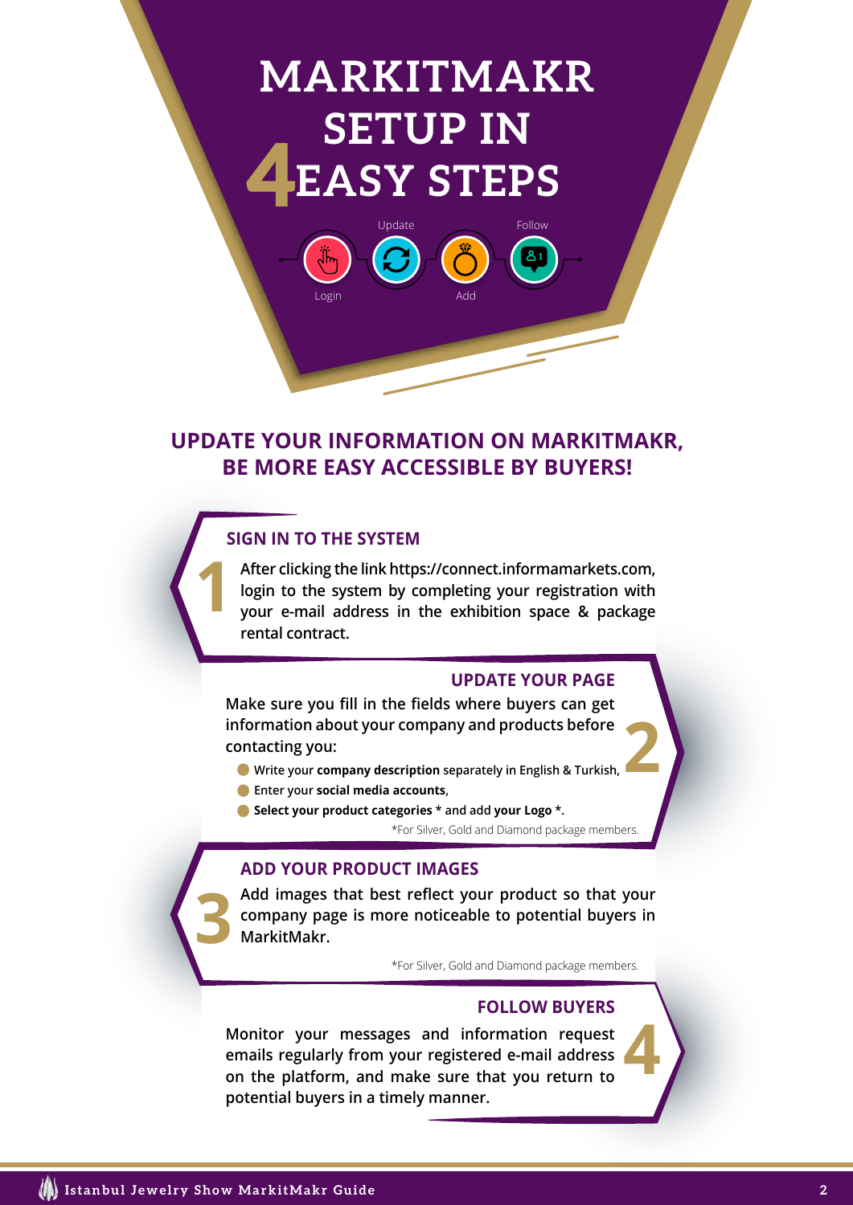# MARKITMAKR SETUP IN 4 EASY STEPS

Login — Update — Add — Follow

## UPDATE YOUR INFORMATION ON MARKITMAKR, BE MORE EASY ACCESSIBLE BY BUYERS!

### 1 SIGN IN TO THE SYSTEM

After clicking the link https://connect.informamarkets.com, login to the system by completing your registration with your e-mail address in the exhibition space & package rental contract.

### 2 UPDATE YOUR PAGE

Make sure you fill in the fields where buyers can get information about your company and products before contacting you:

- Write your **company description** separately in English & Turkish,
- Enter your **social media accounts**,
- **Select your product categories** * and add **your Logo** *.

*For Silver, Gold and Diamond package members.

### 3 ADD YOUR PRODUCT IMAGES

Add images that best reflect your product so that your company page is more noticeable to potential buyers in MarkitMakr.

*For Silver, Gold and Diamond package members.

### 4 FOLLOW BUYERS

Monitor your messages and information request emails regularly from your registered e-mail address on the platform, and make sure that you return to potential buyers in a timely manner.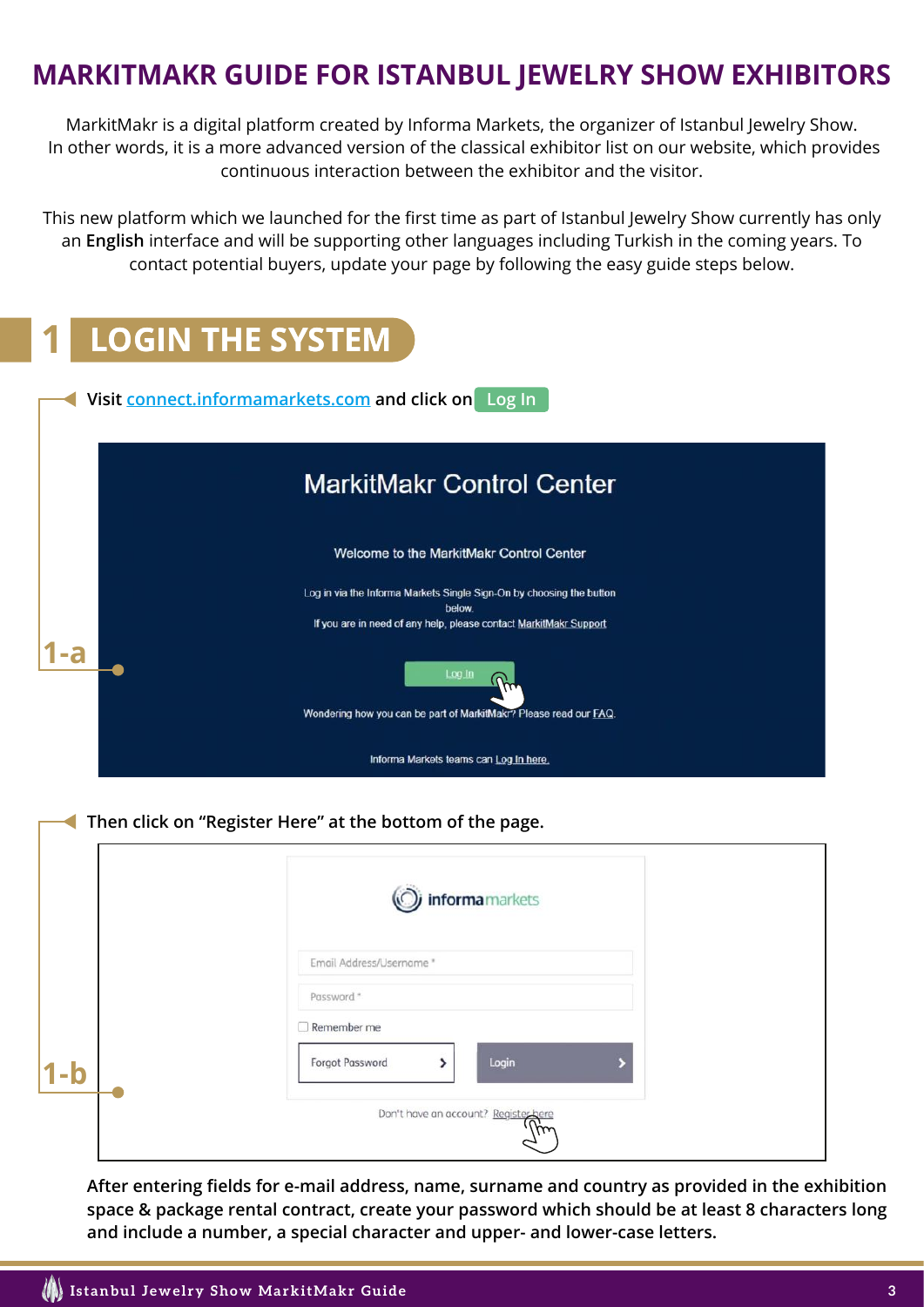# MARKITMAKR GUIDE FOR ISTANBUL JEWELRY SHOW EXHIBITORS

MarkitMakr is a digital platform created by Informa Markets, the organizer of Istanbul Jewelry Show. In other words, it is a more advanced version of the classical exhibitor list on our website, which provides continuous interaction between the exhibitor and the visitor.

This new platform which we launched for the first time as part of Istanbul Jewelry Show currently has only an **English** interface and will be supporting other languages including Turkish in the coming years. To contact potential buyers, update your page by following the easy guide steps below.

## 1 LOGIN THE SYSTEM

**1-a**

**Visit connect.informamarkets.com and click on Log In**

MarkitMakr Control Center

Welcome to the MarkitMakr Control Center

Log in via the Informa Markets Single Sign-On by choosing the button below.
If you are in need of any help, please contact MarkitMakr Support

Log In

Wondering how you can be part of MarkitMakr? Please read our FAQ.

Informa Markets teams can Log In here.

**1-b**

**Then click on "Register Here" at the bottom of the page.**

informamarkets

Email Address/Username *

Password *

Remember me

Forgot Password | Login

Don't have an account? Register here

**After entering fields for e-mail address, name, surname and country as provided in the exhibition space & package rental contract, create your password which should be at least 8 characters long and include a number, a special character and upper- and lower-case letters.**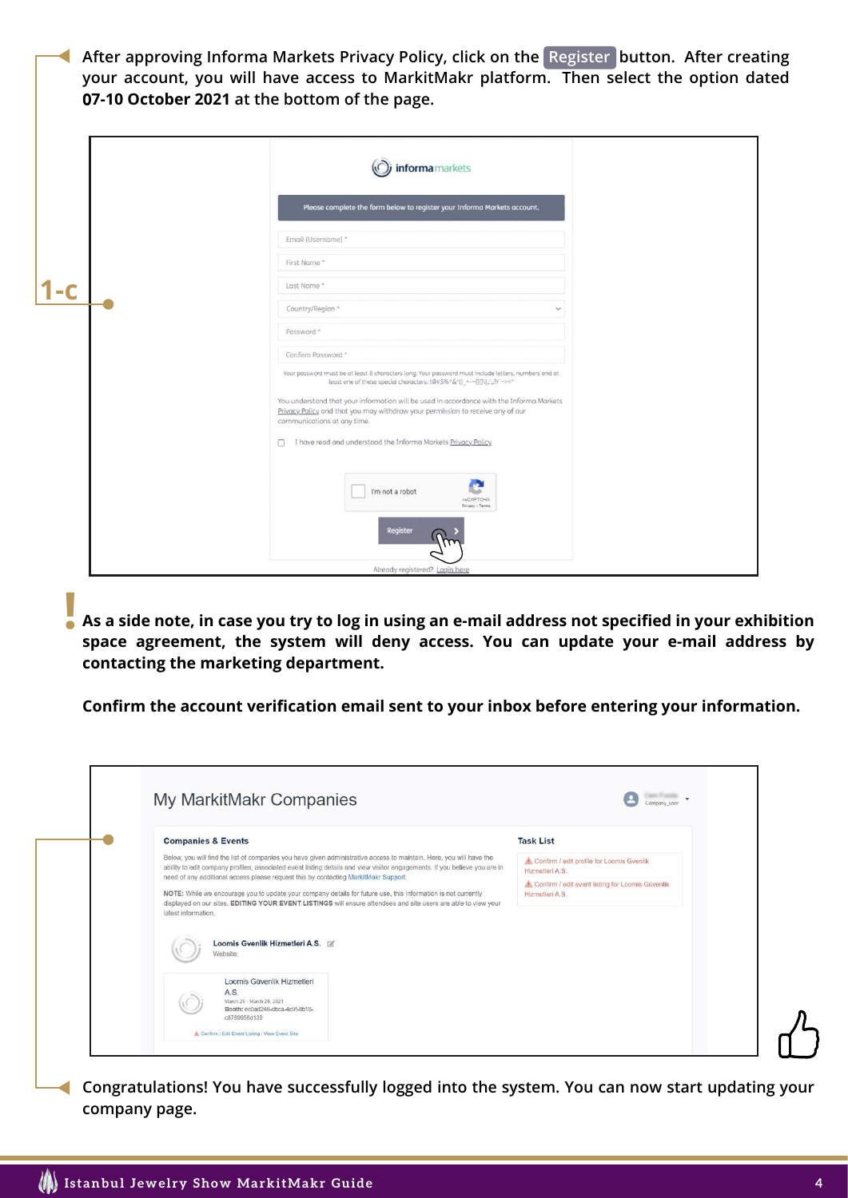After approving Informa Markets Privacy Policy, click on the **Register** button. After creating your account, you will have access to MarkitMakr platform. Then select the option dated **07-10 October 2021** at the bottom of the page.

**1-c**

**As a side note, in case you try to log in using an e-mail address not specified in your exhibition space agreement, the system will deny access. You can update your e-mail address by contacting the marketing department.**

**Confirm the account verification email sent to your inbox before entering your information.**

Congratulations! You have successfully logged into the system. You can now start updating your company page.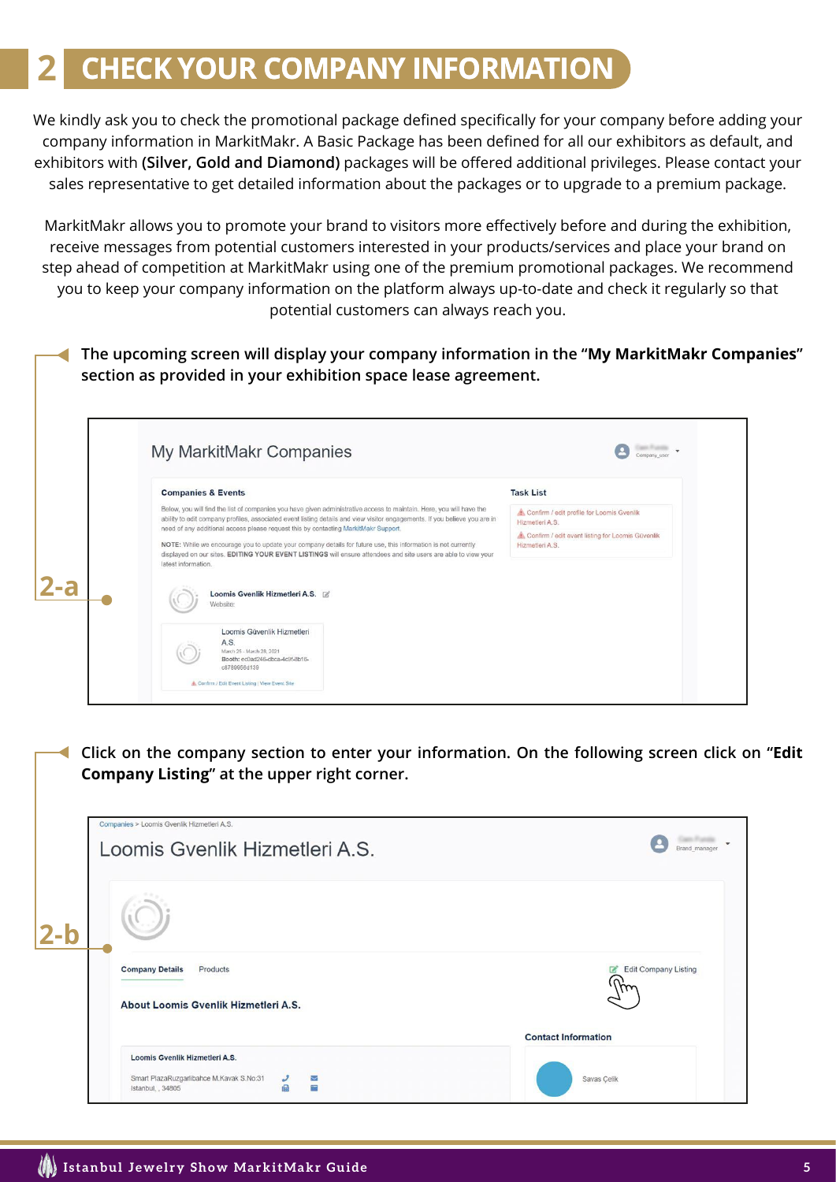# 2 CHECK YOUR COMPANY INFORMATION

We kindly ask you to check the promotional package defined specifically for your company before adding your company information in MarkitMakr. A Basic Package has been defined for all our exhibitors as default, and exhibitors with **(Silver, Gold and Diamond)** packages will be offered additional privileges. Please contact your sales representative to get detailed information about the packages or to upgrade to a premium package.

MarkitMakr allows you to promote your brand to visitors more effectively before and during the exhibition, receive messages from potential customers interested in your products/services and place your brand on step ahead of competition at MarkitMakr using one of the premium promotional packages. We recommend you to keep your company information on the platform always up-to-date and check it regularly so that potential customers can always reach you.

**2-a**

**The upcoming screen will display your company information in the "My MarkitMakr Companies" section as provided in your exhibition space lease agreement.**

**2-b**

**Click on the company section to enter your information. On the following screen click on "Edit Company Listing" at the upper right corner.**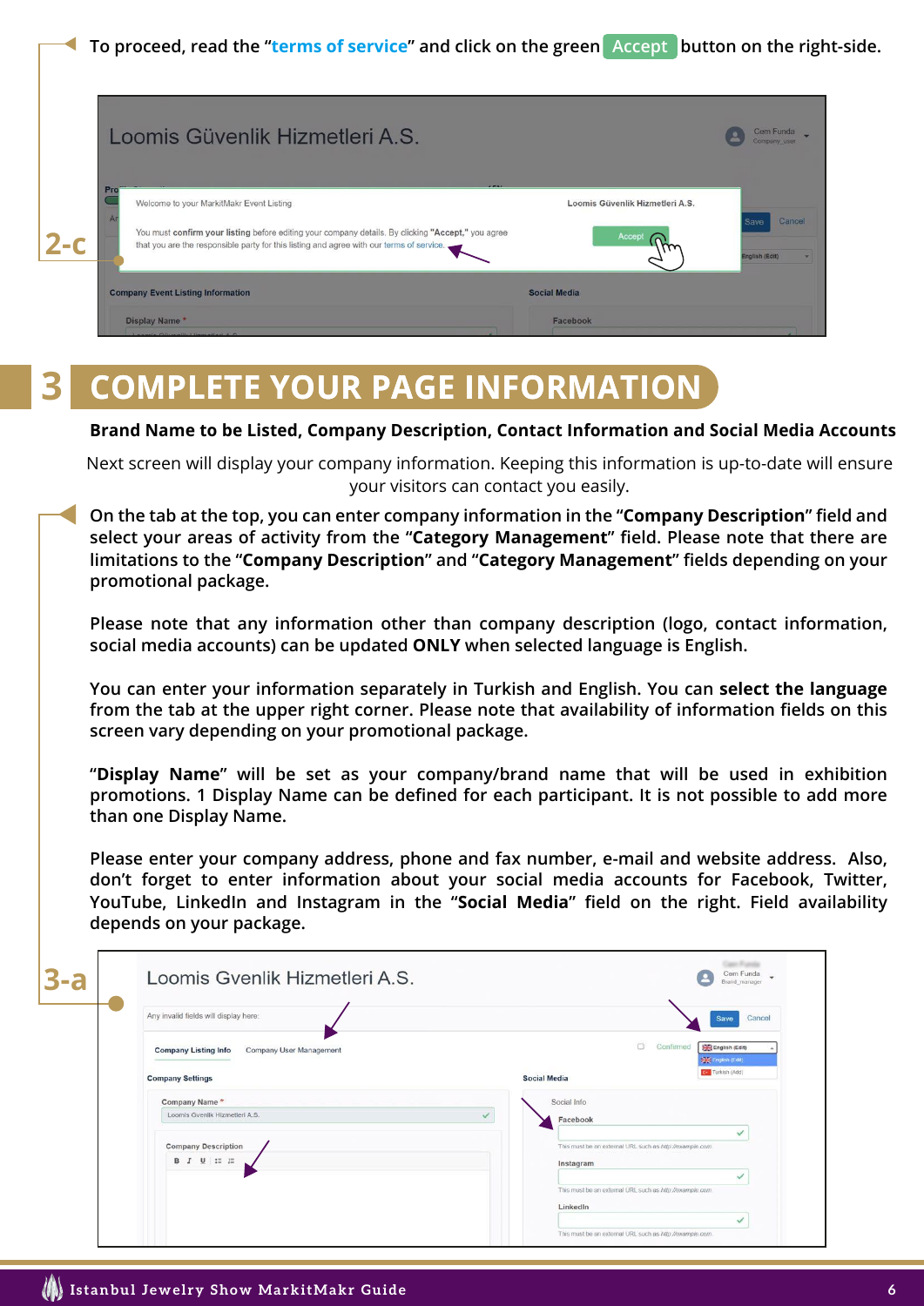**2-c**

To proceed, read the "terms of service" and click on the green **Accept** button on the right-side.

## 3 COMPLETE YOUR PAGE INFORMATION

**Brand Name to be Listed, Company Description, Contact Information and Social Media Accounts**

Next screen will display your company information. Keeping this information is up-to-date will ensure your visitors can contact you easily.

**3-a**

On the tab at the top, you can enter company information in the "**Company Description**" field and select your areas of activity from the "**Category Management**" field. Please note that there are limitations to the "**Company Description**" and "**Category Management**" fields depending on your promotional package.

Please note that any information other than company description (logo, contact information, social media accounts) can be updated **ONLY** when selected language is English.

You can enter your information separately in Turkish and English. You can **select the language** from the tab at the upper right corner. Please note that availability of information fields on this screen vary depending on your promotional package.

"**Display Name**" will be set as your company/brand name that will be used in exhibition promotions. 1 Display Name can be defined for each participant. It is not possible to add more than one Display Name.

Please enter your company address, phone and fax number, e-mail and website address. Also, don't forget to enter information about your social media accounts for Facebook, Twitter, YouTube, LinkedIn and Instagram in the "**Social Media**" field on the right. Field availability depends on your package.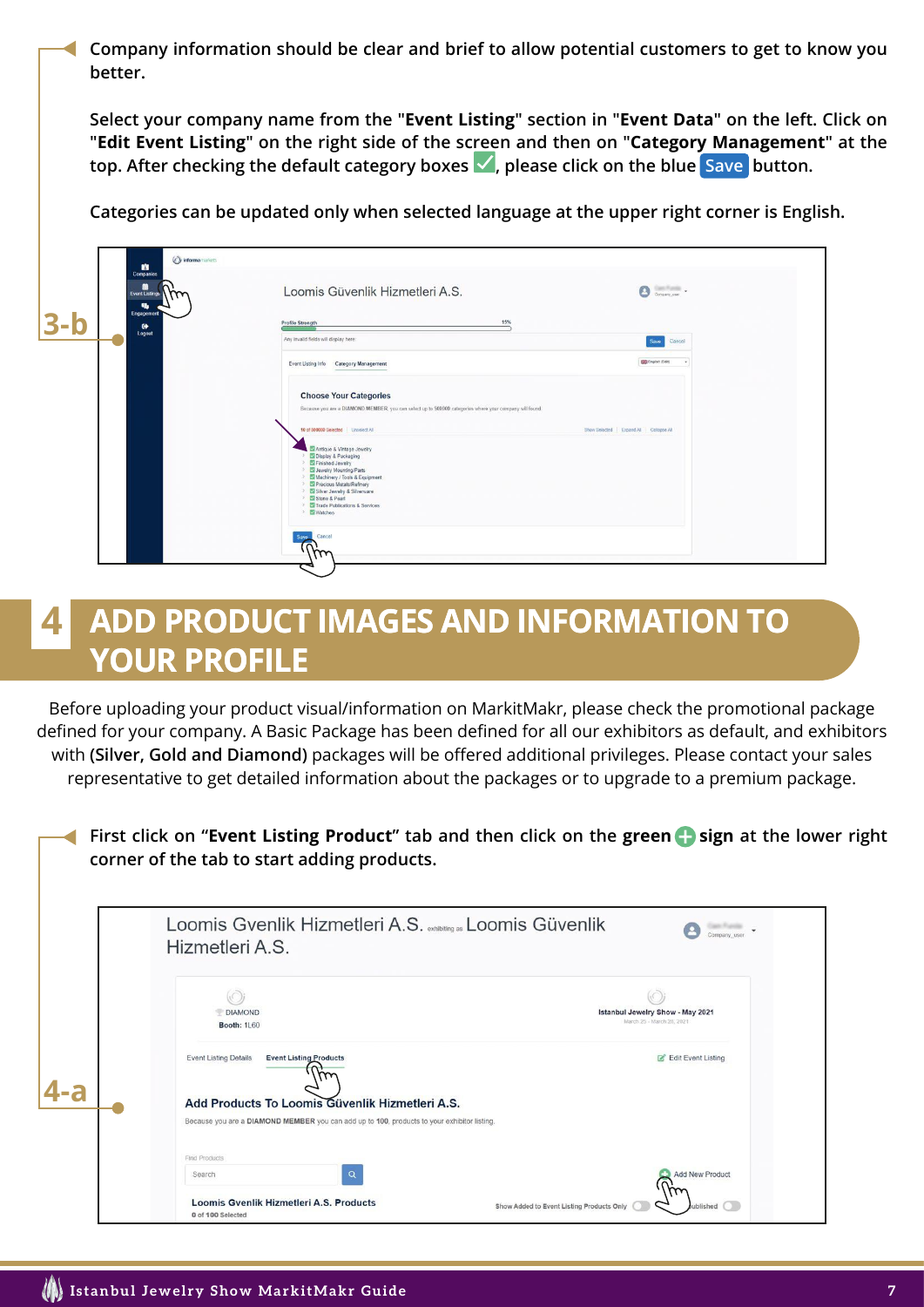Company information should be clear and brief to allow potential customers to get to know you better.

Select your company name from the "**Event Listing**" section in "**Event Data**" on the left. Click on "**Edit Event Listing**" on the right side of the screen and then on "**Category Management**" at the top. After checking the default category boxes ✅, please click on the blue **Save** button.

Categories can be updated only when selected language at the upper right corner is English.

**3-b**

# 4 ADD PRODUCT IMAGES AND INFORMATION TO YOUR PROFILE

Before uploading your product visual/information on MarkitMakr, please check the promotional package defined for your company. A Basic Package has been defined for all our exhibitors as default, and exhibitors with **(Silver, Gold and Diamond)** packages will be offered additional privileges. Please contact your sales representative to get detailed information about the packages or to upgrade to a premium package.

First click on "**Event Listing Product**" tab and then click on the **green** ➕ **sign** at the lower right corner of the tab to start adding products.

**4-a**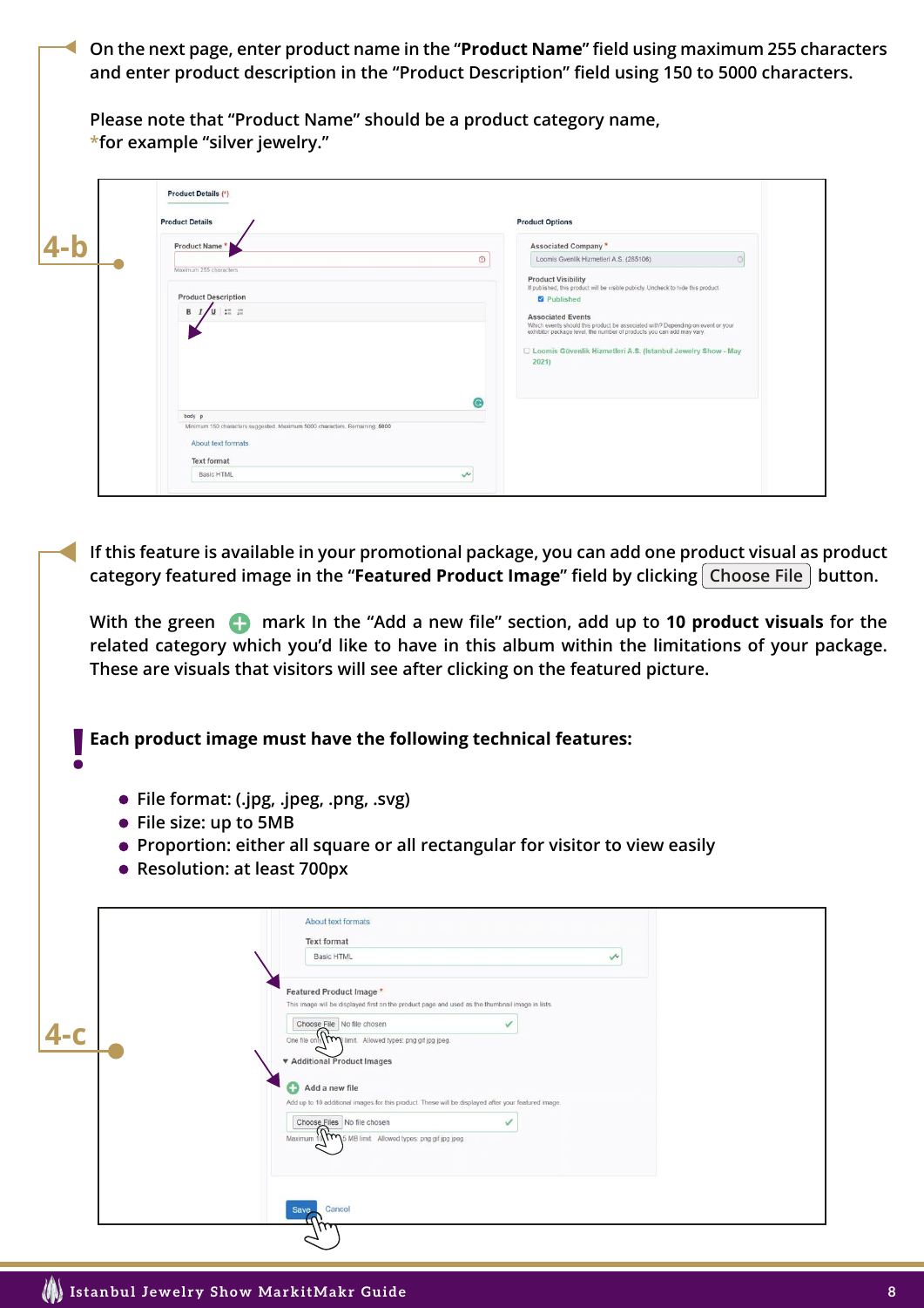**4-b**

On the next page, enter product name in the "**Product Name**" field using maximum 255 characters and enter product description in the "Product Description" field using 150 to 5000 characters.

Please note that "Product Name" should be a product category name,
*for example "silver jewelry."

**4-c**

If this feature is available in your promotional package, you can add one product visual as product category featured image in the "**Featured Product Image**" field by clicking Choose File button.

With the green ⊕ mark In the "Add a new file" section, add up to **10 product visuals** for the related category which you'd like to have in this album within the limitations of your package. These are visuals that visitors will see after clicking on the featured picture.

**! Each product image must have the following technical features:**

- File format: (.jpg, .jpeg, .png, .svg)
- File size: up to 5MB
- Proportion: either all square or all rectangular for visitor to view easily
- Resolution: at least 700px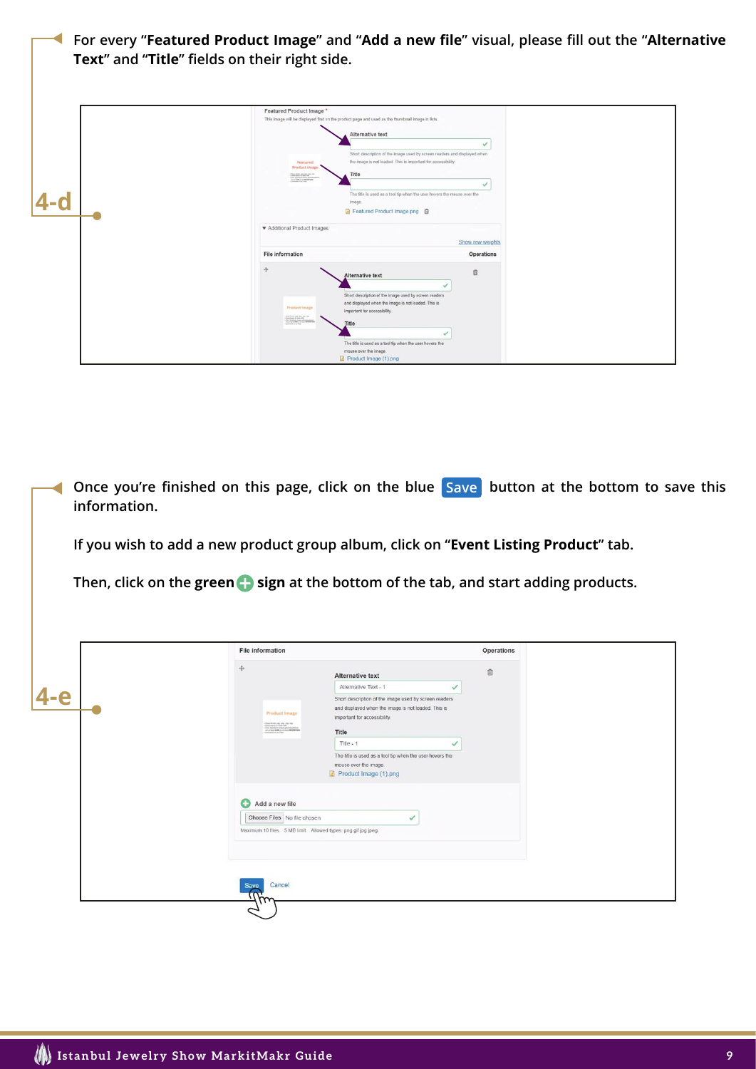**4-d**

For every "**Featured Product Image**" and "**Add a new file**" visual, please fill out the "**Alternative Text**" and "**Title**" fields on their right side.

**4-e**

Once you're finished on this page, click on the blue **Save** button at the bottom to save this information.

If you wish to add a new product group album, click on "**Event Listing Product**" tab.

Then, click on the **green** ⊕ **sign** at the bottom of the tab, and start adding products.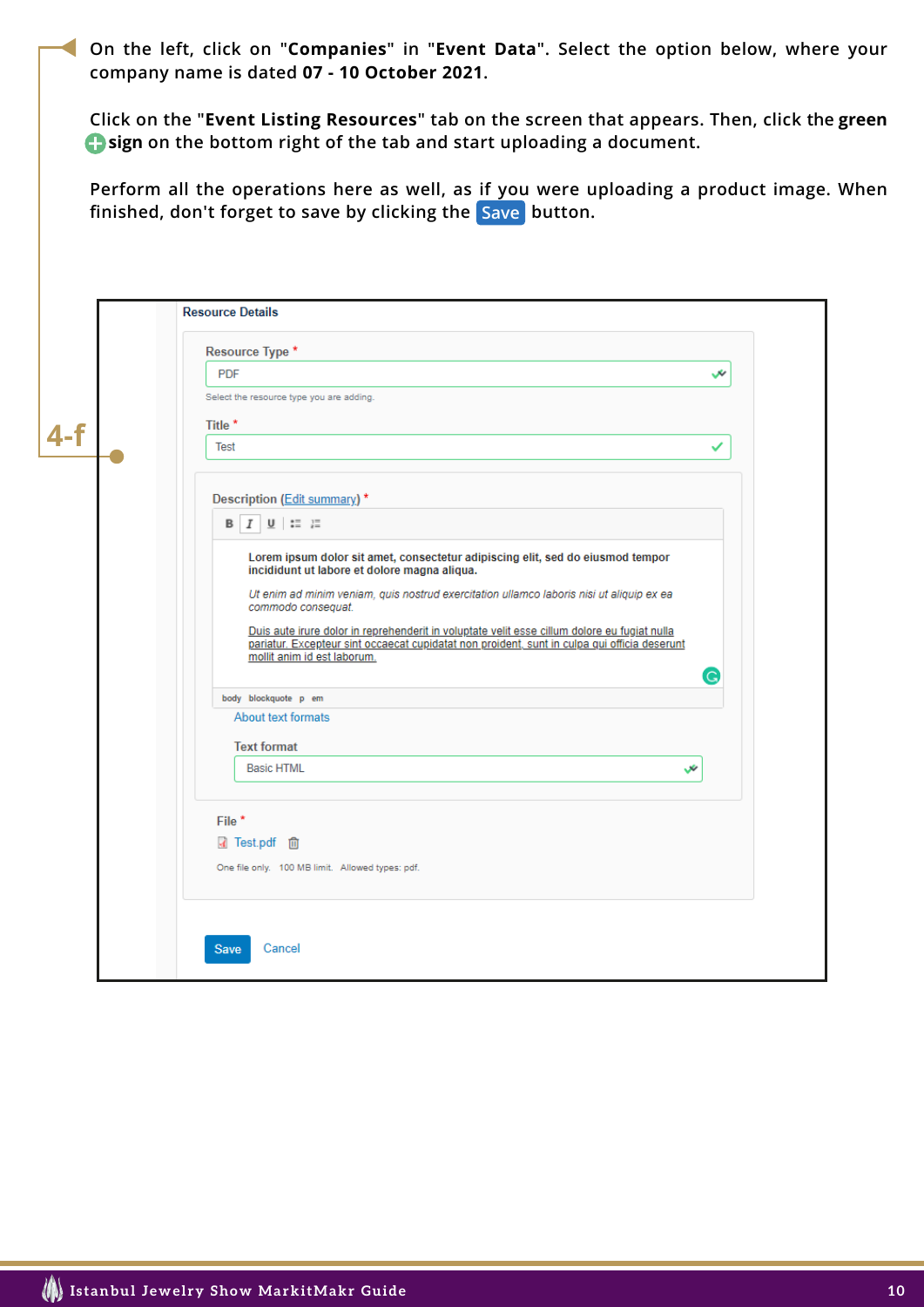On the left, click on "**Companies**" in "**Event Data**". Select the option below, where your company name is dated **07 - 10 October 2021**.

Click on the "**Event Listing Resources**" tab on the screen that appears. Then, click the **green sign** on the bottom right of the tab and start uploading a document.

Perform all the operations here as well, as if you were uploading a product image. When finished, don't forget to save by clicking the Save button.

**4-f**

Resource Details

Resource Type *

PDF

Select the resource type you are adding.

Title *

Test

Description (Edit summary) *

**Lorem ipsum dolor sit amet, consectetur adipiscing elit, sed do eiusmod tempor incididunt ut labore et dolore magna aliqua.**

*Ut enim ad minim veniam, quis nostrud exercitation ullamco laboris nisi ut aliquip ex ea commodo consequat.*

Duis aute irure dolor in reprehenderit in voluptate velit esse cillum dolore eu fugiat nulla pariatur. Excepteur sint occaecat cupidatat non proident, sunt in culpa qui officia deserunt mollit anim id est laborum.

body blockquote p em

About text formats

Text format

Basic HTML

File *

Test.pdf

One file only. 100 MB limit. Allowed types: pdf.

Save Cancel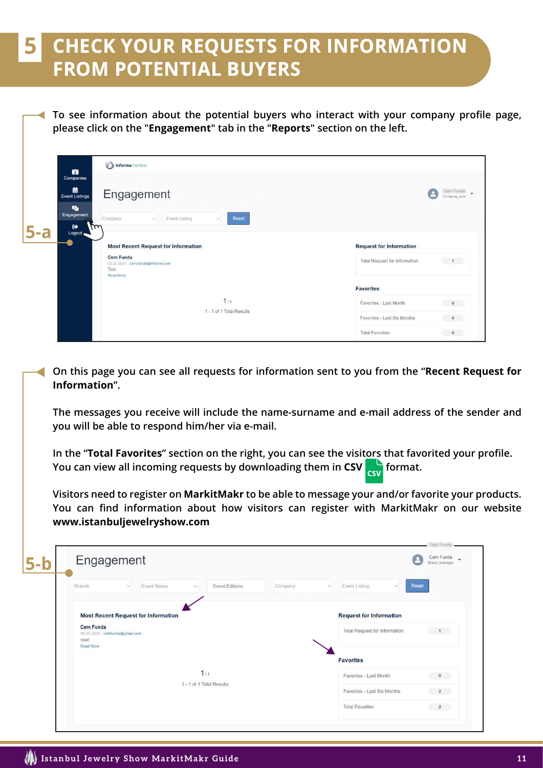# 5 CHECK YOUR REQUESTS FOR INFORMATION FROM POTENTIAL BUYERS

To see information about the potential buyers who interact with your company profile page, please click on the "**Engagement**" tab in the "**Reports**" section on the left.

**5-a**

On this page you can see all requests for information sent to you from the “**Recent Request for Information**”.

The messages you receive will include the name-surname and e-mail address of the sender and you will be able to respond him/her via e-mail.

In the “**Total Favorites**” section on the right, you can see the visitors that favorited your profile. You can view all incoming requests by downloading them in **CSV** format.

Visitors need to register on **MarkitMakr** to be able to message your and/or favorite your products. You can find information about how visitors can register with MarkitMakr on our website **www.istanbuljewelryshow.com**

**5-b**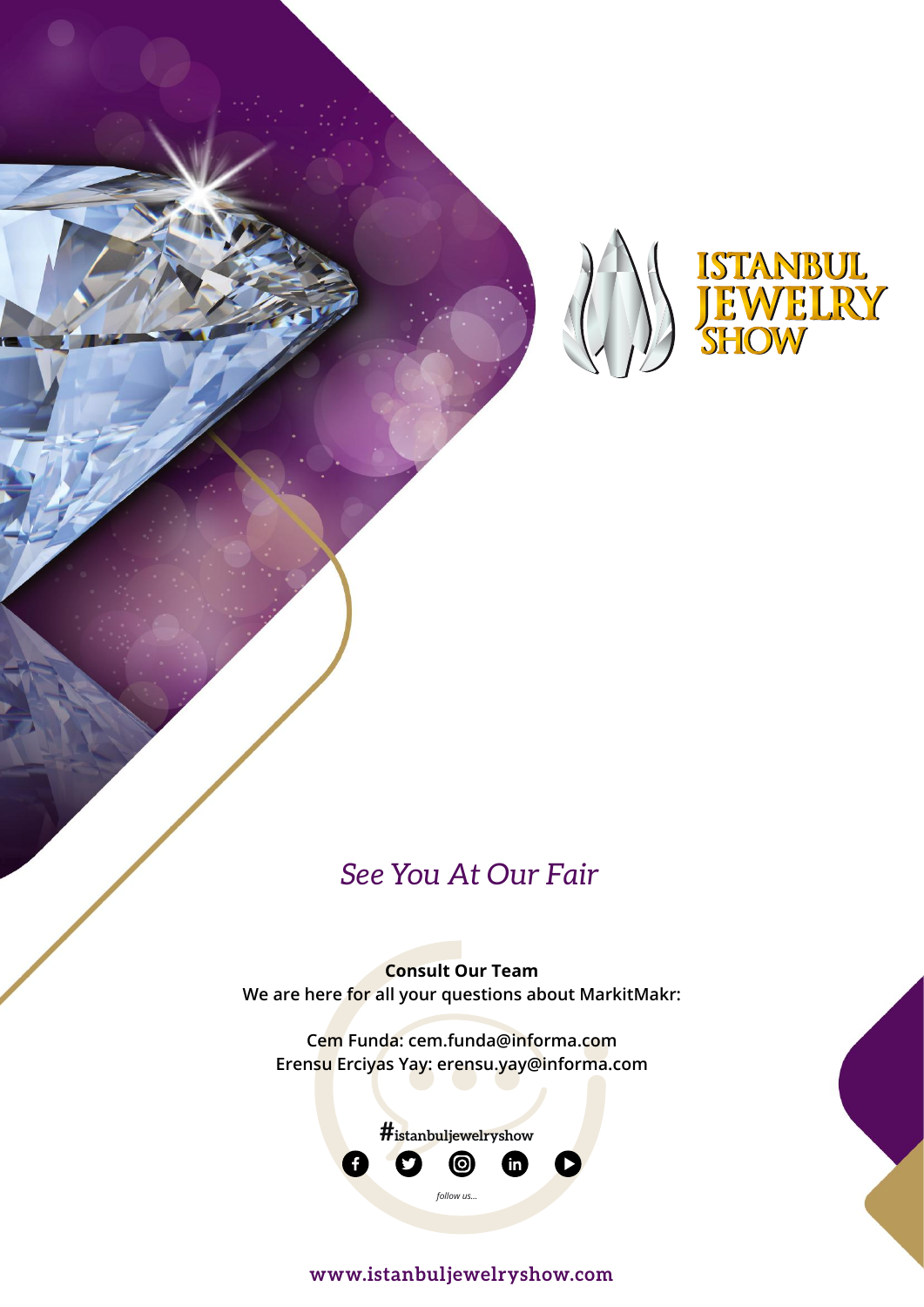ISTANBUL JEWELRY SHOW

*See You At Our Fair*

**Consult Our Team**
**We are here for all your questions about MarkitMakr:**

**Cem Funda: cem.funda@informa.com**
**Erensu Erciyas Yay: erensu.yay@informa.com**

#istanbuljewelryshow

*follow us...*

**www.istanbuljewelryshow.com**